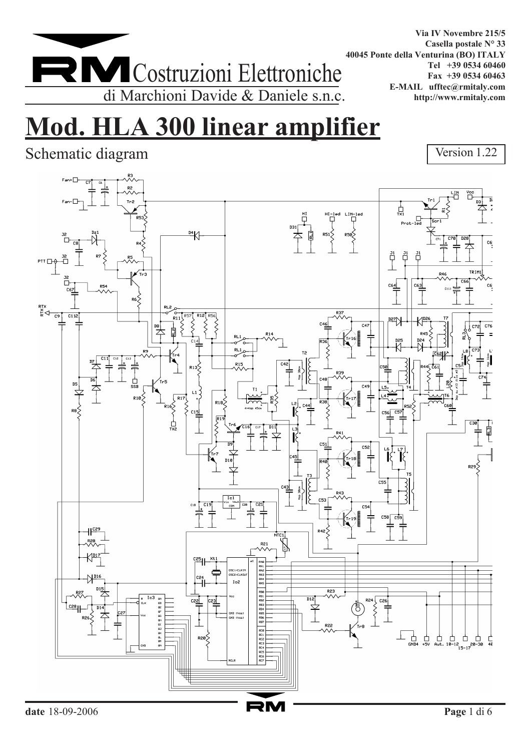**RM** Costruzioni Elettroniche
di Marchioni Davide & Daniele s.n.c.

Via IV Novembre 215/5
Casella postale N° 33
40045 Ponte della Venturina (BO) ITALY
Tel +39 0534 60460
Fax +39 0534 60463
E-MAIL ufftec@rmitaly.com
http://www.rmitaly.com

# Mod. HLA 300 linear amplifier

Schematic diagram

Version 1.22

**date** 18-09-2006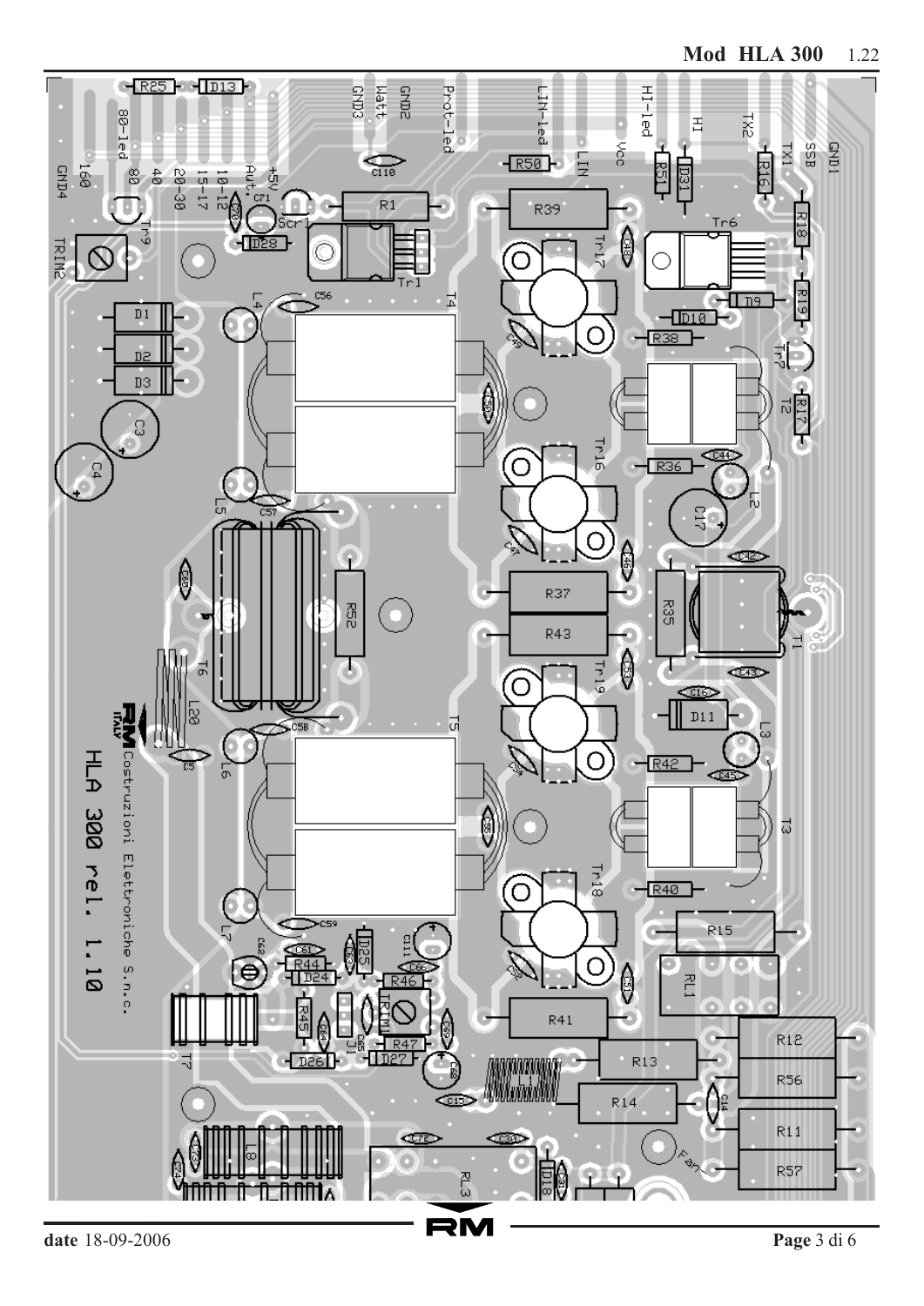RM Costruzioni Elettroniche S.n.c.

HLA 300 rel. 1.10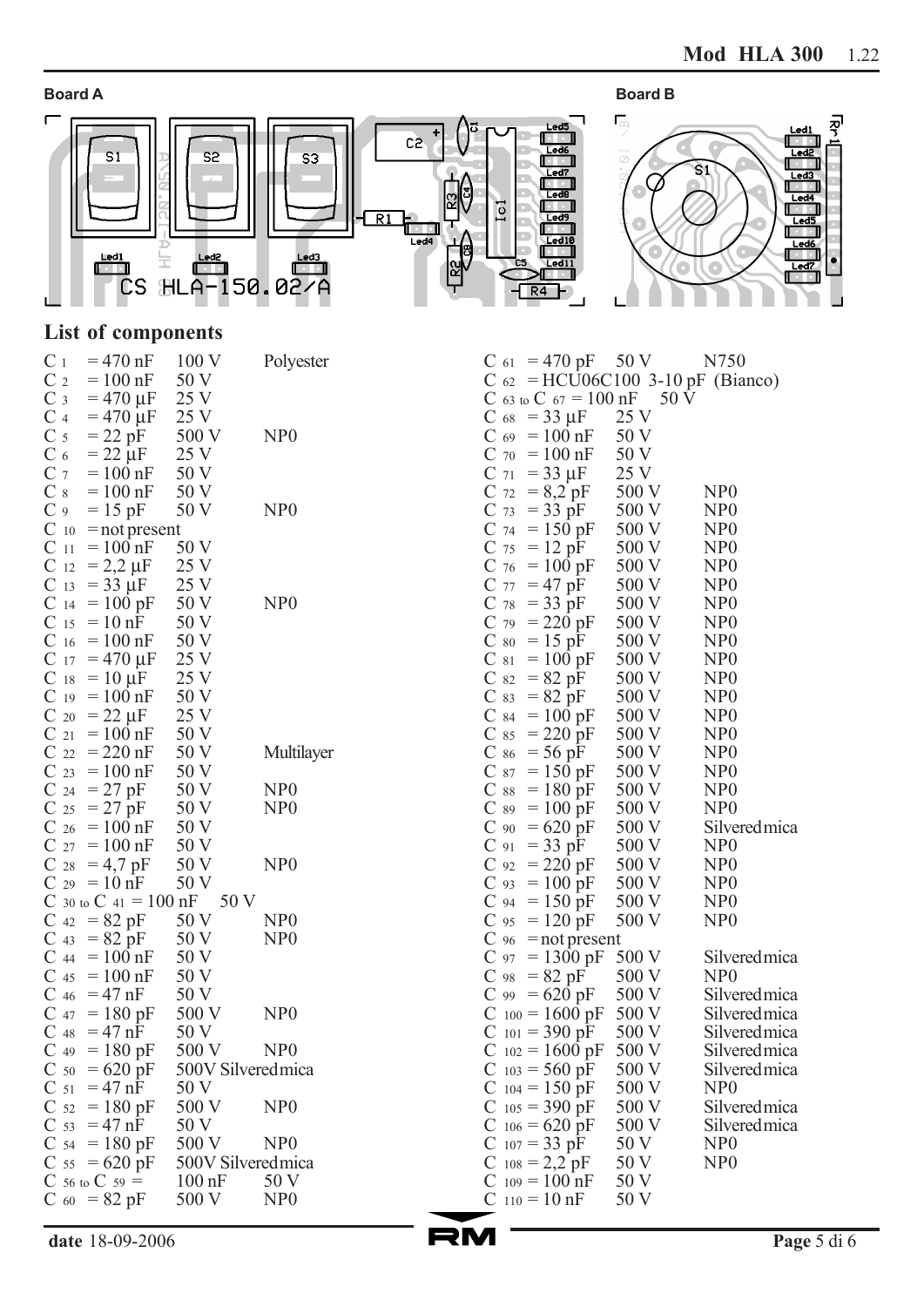**Board A**

**Board B**

## List of components

| Component | Value | Voltage | Type |
|---|---|---|---|
| C 1 | = 470 nF | 100 V | Polyester |
| C 2 | = 100 nF | 50 V | |
| C 3 | = 470 µF | 25 V | |
| C 4 | = 470 µF | 25 V | |
| C 5 | = 22 pF | 500 V | NP0 |
| C 6 | = 22 µF | 25 V | |
| C 7 | = 100 nF | 50 V | |
| C 8 | = 100 nF | 50 V | |
| C 9 | = 15 pF | 50 V | NP0 |
| C 10 | = not present | | |
| C 11 | = 100 nF | 50 V | |
| C 12 | = 2,2 µF | 25 V | |
| C 13 | = 33 µF | 25 V | |
| C 14 | = 100 pF | 50 V | NP0 |
| C 15 | = 10 nF | 50 V | |
| C 16 | = 100 nF | 50 V | |
| C 17 | = 470 µF | 25 V | |
| C 18 | = 10 µF | 25 V | |
| C 19 | = 100 nF | 50 V | |
| C 20 | = 22 µF | 25 V | |
| C 21 | = 100 nF | 50 V | |
| C 22 | = 220 nF | 50 V | Multilayer |
| C 23 | = 100 nF | 50 V | |
| C 24 | = 27 pF | 50 V | NP0 |
| C 25 | = 27 pF | 50 V | NP0 |
| C 26 | = 100 nF | 50 V | |
| C 27 | = 100 nF | 50 V | |
| C 28 | = 4,7 pF | 50 V | NP0 |
| C 29 | = 10 nF | 50 V | |
| C 30 to C 41 | = 100 nF | 50 V | |
| C 42 | = 82 pF | 50 V | NP0 |
| C 43 | = 82 pF | 50 V | NP0 |
| C 44 | = 100 nF | 50 V | |
| C 45 | = 100 nF | 50 V | |
| C 46 | = 47 nF | 50 V | |
| C 47 | = 180 pF | 500 V | NP0 |
| C 48 | = 47 nF | 50 V | |
| C 49 | = 180 pF | 500 V | NP0 |
| C 50 | = 620 pF | 500V | Silvered mica |
| C 51 | = 47 nF | 50 V | |
| C 52 | = 180 pF | 500 V | NP0 |
| C 53 | = 47 nF | 50 V | |
| C 54 | = 180 pF | 500 V | NP0 |
| C 55 | = 620 pF | 500V | Silvered mica |
| C 56 to C 59 | = 100 nF | 50 V | |
| C 60 | = 82 pF | 500 V | NP0 |
| C 61 | = 470 pF | 50 V | N750 |
| C 62 | = HCU06C100 3-10 pF (Bianco) | | |
| C 63 to C 67 | = 100 nF | 50 V | |
| C 68 | = 33 µF | 25 V | |
| C 69 | = 100 nF | 50 V | |
| C 70 | = 100 nF | 50 V | |
| C 71 | = 33 µF | 25 V | |
| C 72 | = 8,2 pF | 500 V | NP0 |
| C 73 | = 33 pF | 500 V | NP0 |
| C 74 | = 150 pF | 500 V | NP0 |
| C 75 | = 12 pF | 500 V | NP0 |
| C 76 | = 100 pF | 500 V | NP0 |
| C 77 | = 47 pF | 500 V | NP0 |
| C 78 | = 33 pF | 500 V | NP0 |
| C 79 | = 220 pF | 500 V | NP0 |
| C 80 | = 15 pF | 500 V | NP0 |
| C 81 | = 100 pF | 500 V | NP0 |
| C 82 | = 82 pF | 500 V | NP0 |
| C 83 | = 82 pF | 500 V | NP0 |
| C 84 | = 100 pF | 500 V | NP0 |
| C 85 | = 220 pF | 500 V | NP0 |
| C 86 | = 56 pF | 500 V | NP0 |
| C 87 | = 150 pF | 500 V | NP0 |
| C 88 | = 180 pF | 500 V | NP0 |
| C 89 | = 100 pF | 500 V | NP0 |
| C 90 | = 620 pF | 500 V | Silvered mica |
| C 91 | = 33 pF | 500 V | NP0 |
| C 92 | = 220 pF | 500 V | NP0 |
| C 93 | = 100 pF | 500 V | NP0 |
| C 94 | = 150 pF | 500 V | NP0 |
| C 95 | = 120 pF | 500 V | NP0 |
| C 96 | = not present | | |
| C 97 | = 1300 pF | 500 V | Silvered mica |
| C 98 | = 82 pF | 500 V | NP0 |
| C 99 | = 620 pF | 500 V | Silvered mica |
| C 100 | = 1600 pF | 500 V | Silvered mica |
| C 101 | = 390 pF | 500 V | Silvered mica |
| C 102 | = 1600 pF | 500 V | Silvered mica |
| C 103 | = 560 pF | 500 V | Silvered mica |
| C 104 | = 150 pF | 500 V | NP0 |
| C 105 | = 390 pF | 500 V | Silvered mica |
| C 106 | = 620 pF | 500 V | Silvered mica |
| C 107 | = 33 pF | 50 V | NP0 |
| C 108 | = 2,2 pF | 50 V | NP0 |
| C 109 | = 100 nF | 50 V | |
| C 110 | = 10 nF | 50 V | |

date 18-09-2006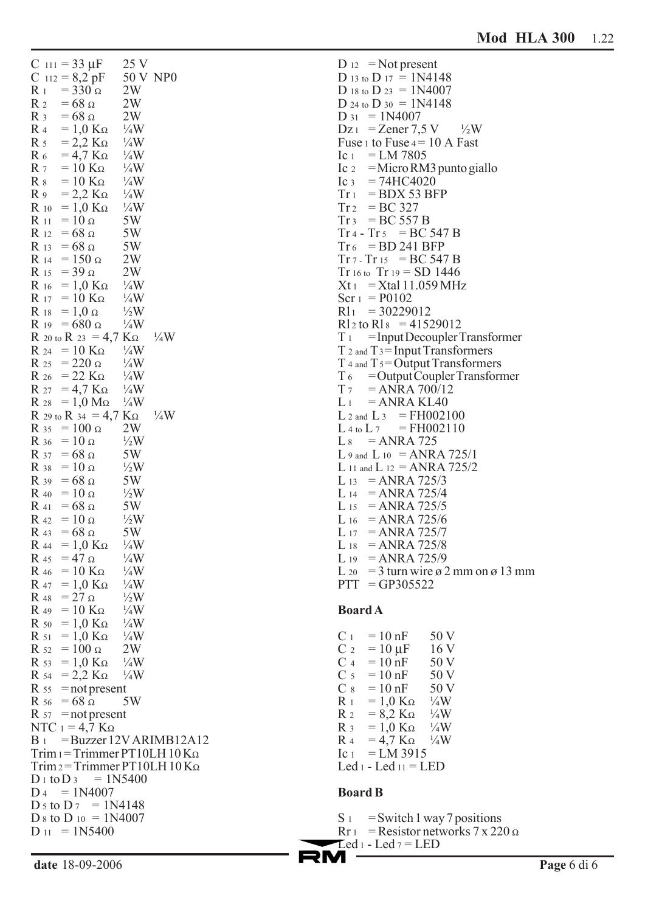C 111 = 33 µF 25 V
C 112 = 8,2 pF 50 V NP0
R 1 = 330 Ω 2W
R 2 = 68 Ω 2W
R 3 = 68 Ω 2W
R 4 = 1,0 KΩ ¼W
R 5 = 2,2 KΩ ¼W
R 6 = 4,7 KΩ ¼W
R 7 = 10 KΩ ¼W
R 8 = 10 KΩ ¼W
R 9 = 2,2 KΩ ¼W
R 10 = 1,0 KΩ ¼W
R 11 = 10 Ω 5W
R 12 = 68 Ω 5W
R 13 = 68 Ω 5W
R 14 = 150 Ω 2W
R 15 = 39 Ω 2W
R 16 = 1,0 KΩ ¼W
R 17 = 10 KΩ ¼W
R 18 = 1,0 Ω ½W
R 19 = 680 Ω ¼W
R 20 to R 23 = 4,7 KΩ ¼W
R 24 = 10 KΩ ¼W
R 25 = 220 Ω ¼W
R 26 = 22 KΩ ¼W
R 27 = 4,7 KΩ ¼W
R 28 = 1,0 MΩ ¼W
R 29 to R 34 = 4,7 KΩ ¼W
R 35 = 100 Ω 2W
R 36 = 10 Ω ½W
R 37 = 68 Ω 5W
R 38 = 10 Ω ½W
R 39 = 68 Ω 5W
R 40 = 10 Ω ½W
R 41 = 68 Ω 5W
R 42 = 10 Ω ½W
R 43 = 68 Ω 5W
R 44 = 1,0 KΩ ¼W
R 45 = 47 Ω ¼W
R 46 = 10 KΩ ¼W
R 47 = 1,0 KΩ ¼W
R 48 = 27 Ω ½W
R 49 = 10 KΩ ¼W
R 50 = 1,0 KΩ ¼W
R 51 = 1,0 KΩ ¼W
R 52 = 100 Ω 2W
R 53 = 1,0 KΩ ¼W
R 54 = 2,2 KΩ ¼W
R 55 = not present
R 56 = 68 Ω 5W
R 57 = not present
NTC 1 = 4,7 KΩ
B 1 = Buzzer 12V ARIMB12A12
Trim 1 = Trimmer PT10LH 10 KΩ
Trim 2 = Trimmer PT10LH 10 KΩ
D 1 to D 3 = 1N5400
D 4 = 1N4007
D 5 to D 7 = 1N4148
D 8 to D 10 = 1N4007
D 11 = 1N5400
D 12 = Not present
D 13 to D 17 = 1N4148
D 18 to D 23 = 1N4007
D 24 to D 30 = 1N4148
D 31 = 1N4007
Dz 1 = Zener 7,5 V ½W
Fuse 1 to Fuse 4 = 10 A Fast
Ic 1 = LM 7805
Ic 2 = Micro RM3 punto giallo
Ic 3 = 74HC4020
Tr 1 = BDX 53 BFP
Tr 2 = BC 327
Tr 3 = BC 557 B
Tr 4 - Tr 5 = BC 547 B
Tr 6 = BD 241 BFP
Tr 7 - Tr 15 = BC 547 B
Tr 16 to Tr 19 = SD 1446
Xt 1 = Xtal 11.059 MHz
Scr 1 = P0102
Rl 1 = 30229012
Rl 2 to Rl 8 = 41529012
T 1 = Input Decoupler Transformer
T 2 and T 3 = Input Transformers
T 4 and T 5 = Output Transformers
T 6 = Output Coupler Transformer
T 7 = ANRA 700/12
L 1 = ANRA KL40
L 2 and L 3 = FH002100
L 4 to L 7 = FH002110
L 8 = ANRA 725
L 9 and L 10 = ANRA 725/1
L 11 and L 12 = ANRA 725/2
L 13 = ANRA 725/3
L 14 = ANRA 725/4
L 15 = ANRA 725/5
L 16 = ANRA 725/6
L 17 = ANRA 725/7
L 18 = ANRA 725/8
L 19 = ANRA 725/9
L 20 = 3 turn wire ø 2 mm on ø 13 mm
PTT = GP305522

**Board A**

C 1 = 10 nF 50 V
C 2 = 10 µF 16 V
C 4 = 10 nF 50 V
C 5 = 10 nF 50 V
C 8 = 10 nF 50 V
R 1 = 1,0 KΩ ¼W
R 2 = 8,2 KΩ ¼W
R 3 = 1,0 KΩ ¼W
R 4 = 4,7 KΩ ¼W
Ic 1 = LM 3915
Led 1 - Led 11 = LED

**Board B**

S 1 = Switch 1 way 7 positions
Rr 1 = Resistor networks 7 x 220 Ω
Led 1 - Led 7 = LED